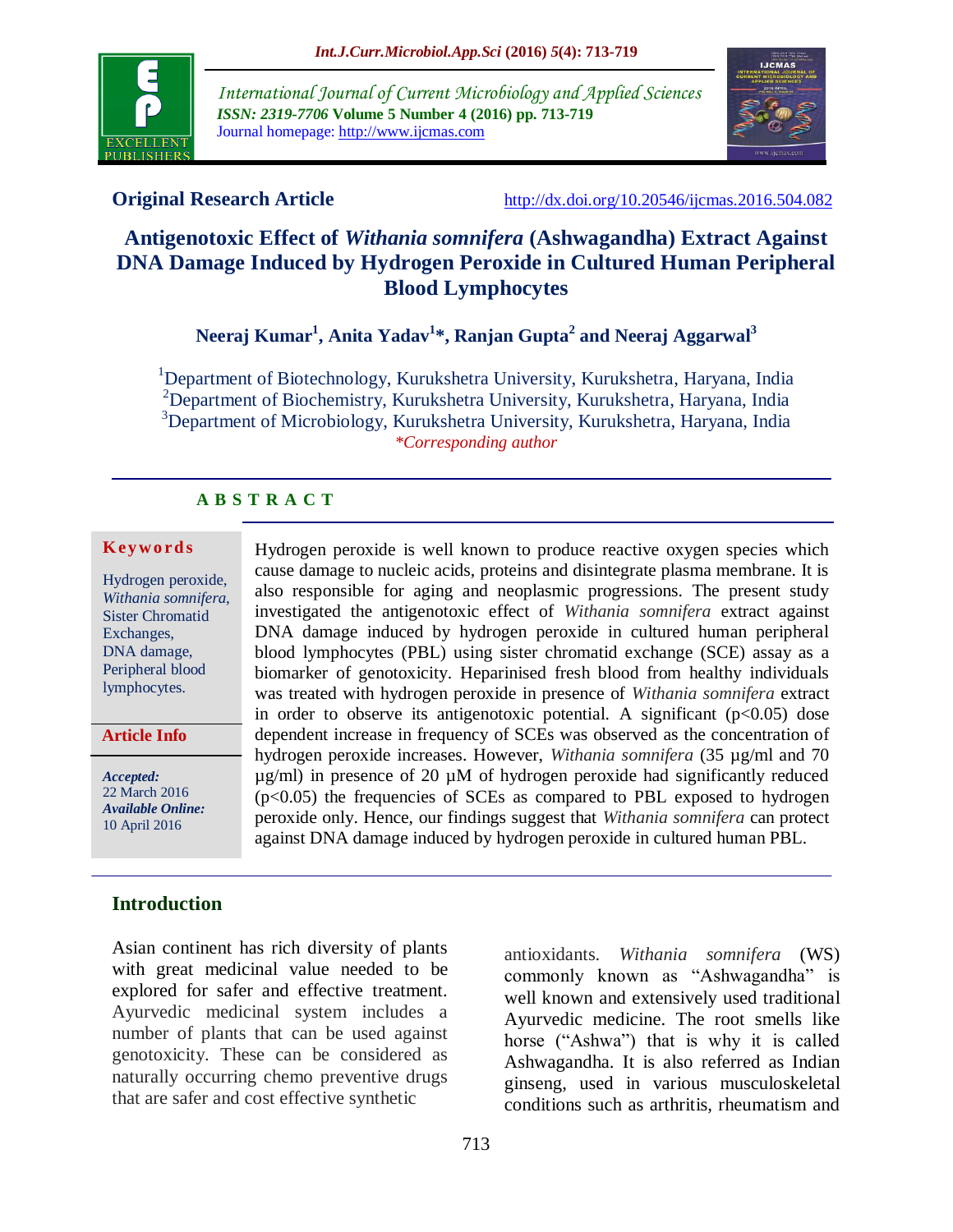**Original Research Article** http://dx.doi.org/10.20546/ijcmas.2016.504.082

# Antigenotoxic Effect of *Withania somnifera* (Ashwagandha) Extract Against DNA Damage Induced by Hydrogen Peroxide in Cultured Human Peripheral Blood Lymphocytes

**Neeraj Kumar[1], Anita Yadav[1]*, Ranjan Gupta[2] and Neeraj Aggarwal[3]**

[1]Department of Biotechnology, Kurukshetra University, Kurukshetra, Haryana, India
[2]Department of Biochemistry, Kurukshetra University, Kurukshetra, Haryana, India
[3]Department of Microbiology, Kurukshetra University, Kurukshetra, Haryana, India
*Corresponding author

## ABSTRACT

**Keywords**

Hydrogen peroxide, *Withania somnifera*, Sister Chromatid Exchanges, DNA damage, Peripheral blood lymphocytes.

**Article Info**

*Accepted:* 22 March 2016
*Available Online:* 10 April 2016

Hydrogen peroxide is well known to produce reactive oxygen species which cause damage to nucleic acids, proteins and disintegrate plasma membrane. It is also responsible for aging and neoplasmic progressions. The present study investigated the antigenotoxic effect of *Withania somnifera* extract against DNA damage induced by hydrogen peroxide in cultured human peripheral blood lymphocytes (PBL) using sister chromatid exchange (SCE) assay as a biomarker of genotoxicity. Heparinised fresh blood from healthy individuals was treated with hydrogen peroxide in presence of *Withania somnifera* extract in order to observe its antigenotoxic potential. A significant ($p<0.05$) dose dependent increase in frequency of SCEs was observed as the concentration of hydrogen peroxide increases. However, *Withania somnifera* (35 µg/ml and 70 µg/ml) in presence of 20 µM of hydrogen peroxide had significantly reduced ($p<0.05$) the frequencies of SCEs as compared to PBL exposed to hydrogen peroxide only. Hence, our findings suggest that *Withania somnifera* can protect against DNA damage induced by hydrogen peroxide in cultured human PBL.

## Introduction

Asian continent has rich diversity of plants with great medicinal value needed to be explored for safer and effective treatment. Ayurvedic medicinal system includes a number of plants that can be used against genotoxicity. These can be considered as naturally occurring chemo preventive drugs that are safer and cost effective synthetic antioxidants. *Withania somnifera* (WS) commonly known as "Ashwagandha" is well known and extensively used traditional Ayurvedic medicine. The root smells like horse ("Ashwa") that is why it is called Ashwagandha. It is also referred as Indian ginseng, used in various musculoskeletal conditions such as arthritis, rheumatism and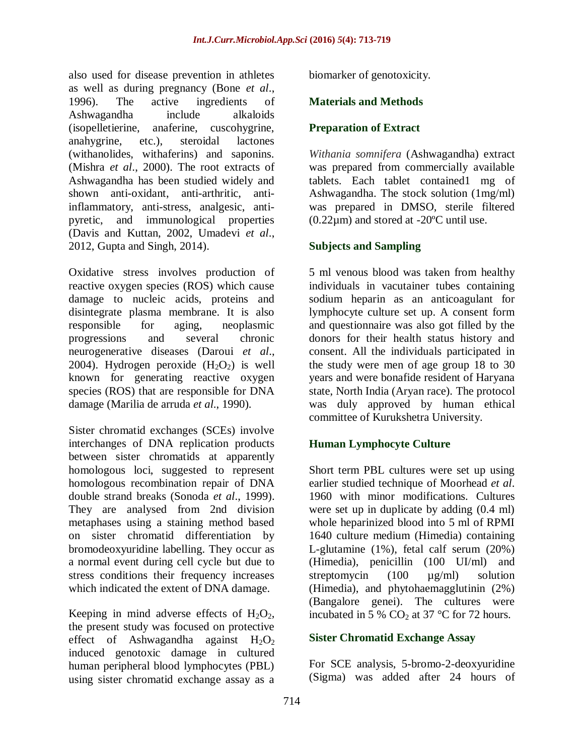also used for disease prevention in athletes as well as during pregnancy (Bone *et al*., 1996). The active ingredients of Ashwagandha include alkaloids (isopelletierine, anaferine, cuscohygrine, anahygrine, etc.), steroidal lactones (withanolides, withaferins) and saponins. (Mishra *et al*., 2000). The root extracts of Ashwagandha has been studied widely and shown anti-oxidant, anti-arthritic, anti-inflammatory, anti-stress, analgesic, anti-pyretic, and immunological properties (Davis and Kuttan, 2002, Umadevi *et al*., 2012, Gupta and Singh, 2014).

Oxidative stress involves production of reactive oxygen species (ROS) which cause damage to nucleic acids, proteins and disintegrate plasma membrane. It is also responsible for aging, neoplasmic progressions and several chronic neurogenerative diseases (Daroui *et al*., 2004). Hydrogen peroxide ($H_2O_2$) is well known for generating reactive oxygen species (ROS) that are responsible for DNA damage (Marilia de arruda *et al*., 1990).

Sister chromatid exchanges (SCEs) involve interchanges of DNA replication products between sister chromatids at apparently homologous loci, suggested to represent homologous recombination repair of DNA double strand breaks (Sonoda *et al*., 1999). They are analysed from 2nd division metaphases using a staining method based on sister chromatid differentiation by bromodeoxyuridine labelling. They occur as a normal event during cell cycle but due to stress conditions their frequency increases which indicated the extent of DNA damage.

Keeping in mind adverse effects of $H_2O_2$, the present study was focused on protective effect of Ashwagandha against $H_2O_2$ induced genotoxic damage in cultured human peripheral blood lymphocytes (PBL) using sister chromatid exchange assay as a biomarker of genotoxicity.

## Materials and Methods

### Preparation of Extract

*Withania somnifera* (Ashwagandha) extract was prepared from commercially available tablets. Each tablet contained1 mg of Ashwagandha. The stock solution (1mg/ml) was prepared in DMSO, sterile filtered (0.22µm) and stored at -20ºC until use.

### Subjects and Sampling

5 ml venous blood was taken from healthy individuals in vacutainer tubes containing sodium heparin as an anticoagulant for lymphocyte culture set up. A consent form and questionnaire was also got filled by the donors for their health status history and consent. All the individuals participated in the study were men of age group 18 to 30 years and were bonafide resident of Haryana state, North India (Aryan race). The protocol was duly approved by human ethical committee of Kurukshetra University.

### Human Lymphocyte Culture

Short term PBL cultures were set up using earlier studied technique of Moorhead *et al*. 1960 with minor modifications. Cultures were set up in duplicate by adding (0.4 ml) whole heparinized blood into 5 ml of RPMI 1640 culture medium (Himedia) containing L-glutamine (1%), fetal calf serum (20%) (Himedia), penicillin (100 UI/ml) and streptomycin (100 µg/ml) solution (Himedia), and phytohaemagglutinin (2%) (Bangalore genei). The cultures were incubated in 5 % $CO_2$ at 37 °C for 72 hours.

### Sister Chromatid Exchange Assay

For SCE analysis, 5-bromo-2-deoxyuridine (Sigma) was added after 24 hours of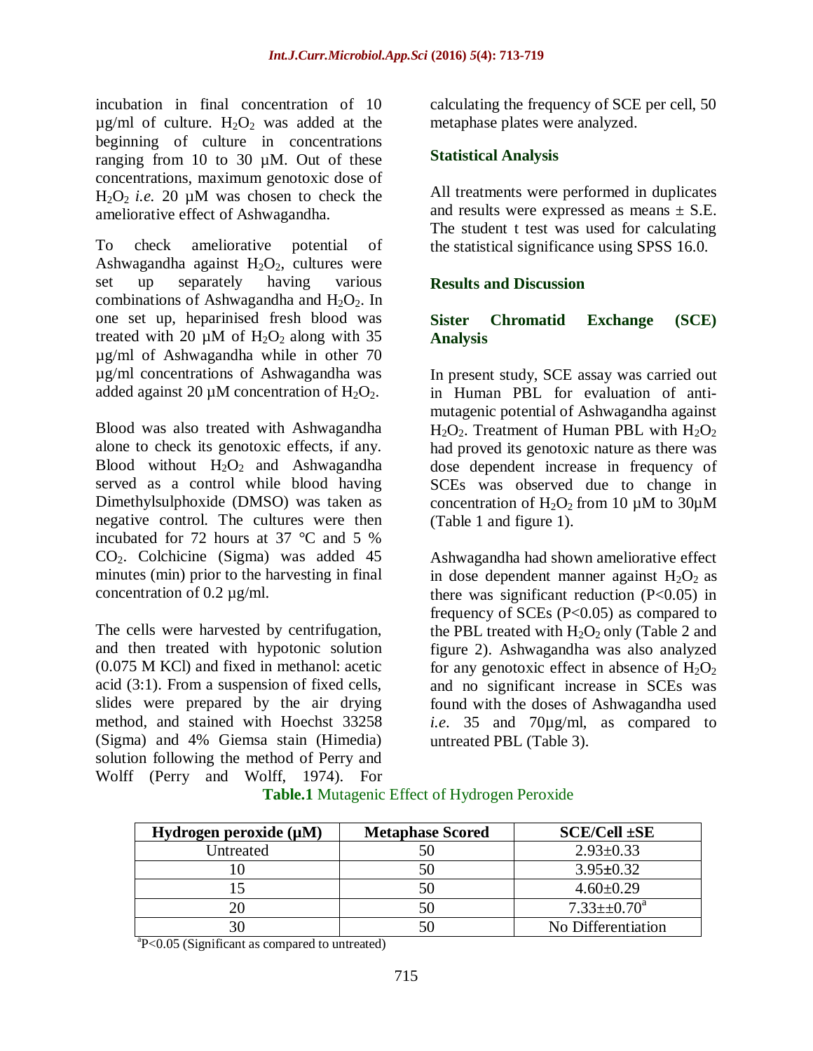incubation in final concentration of 10 µg/ml of culture. $H_2O_2$ was added at the beginning of culture in concentrations ranging from 10 to 30 µM. Out of these concentrations, maximum genotoxic dose of $H_2O_2$ *i.e.* 20 µM was chosen to check the ameliorative effect of Ashwagandha.

To check ameliorative potential of Ashwagandha against $H_2O_2$, cultures were set up separately having various combinations of Ashwagandha and $H_2O_2$. In one set up, heparinised fresh blood was treated with 20 µM of $H_2O_2$ along with 35 µg/ml of Ashwagandha while in other 70 µg/ml concentrations of Ashwagandha was added against 20 µM concentration of $H_2O_2$.

Blood was also treated with Ashwagandha alone to check its genotoxic effects, if any. Blood without $H_2O_2$ and Ashwagandha served as a control while blood having Dimethylsulphoxide (DMSO) was taken as negative control. The cultures were then incubated for 72 hours at 37 °C and 5 % $CO_2$. Colchicine (Sigma) was added 45 minutes (min) prior to the harvesting in final concentration of 0.2 µg/ml.

The cells were harvested by centrifugation, and then treated with hypotonic solution (0.075 M KCl) and fixed in methanol: acetic acid (3:1). From a suspension of fixed cells, slides were prepared by the air drying method, and stained with Hoechst 33258 (Sigma) and 4% Giemsa stain (Himedia) solution following the method of Perry and Wolff (Perry and Wolff, 1974). For calculating the frequency of SCE per cell, 50 metaphase plates were analyzed.

## Statistical Analysis

All treatments were performed in duplicates and results were expressed as means ± S.E. The student t test was used for calculating the statistical significance using SPSS 16.0.

## Results and Discussion

### Sister Chromatid Exchange (SCE) Analysis

In present study, SCE assay was carried out in Human PBL for evaluation of anti-mutagenic potential of Ashwagandha against $H_2O_2$. Treatment of Human PBL with $H_2O_2$ had proved its genotoxic nature as there was dose dependent increase in frequency of SCEs was observed due to change in concentration of $H_2O_2$ from 10 µM to 30µM (Table 1 and figure 1).

Ashwagandha had shown ameliorative effect in dose dependent manner against $H_2O_2$ as there was significant reduction ($P<0.05$) in frequency of SCEs ($P<0.05$) as compared to the PBL treated with $H_2O_2$ only (Table 2 and figure 2). Ashwagandha was also analyzed for any genotoxic effect in absence of $H_2O_2$ and no significant increase in SCEs was found with the doses of Ashwagandha used *i.e*. 35 and 70µg/ml, as compared to untreated PBL (Table 3).

**Table.1** Mutagenic Effect of Hydrogen Peroxide

| Hydrogen peroxide (µM) | Metaphase Scored | SCE/Cell ±SE |
|---|---|---|
| Untreated | 50 | 2.93±0.33 |
| 10 | 50 | 3.95±0.32 |
| 15 | 50 | 4.60±0.29 |
| 20 | 50 | 7.33±±0.70[a] |
| 30 | 50 | No Differentiation |

[a]P<0.05 (Significant as compared to untreated)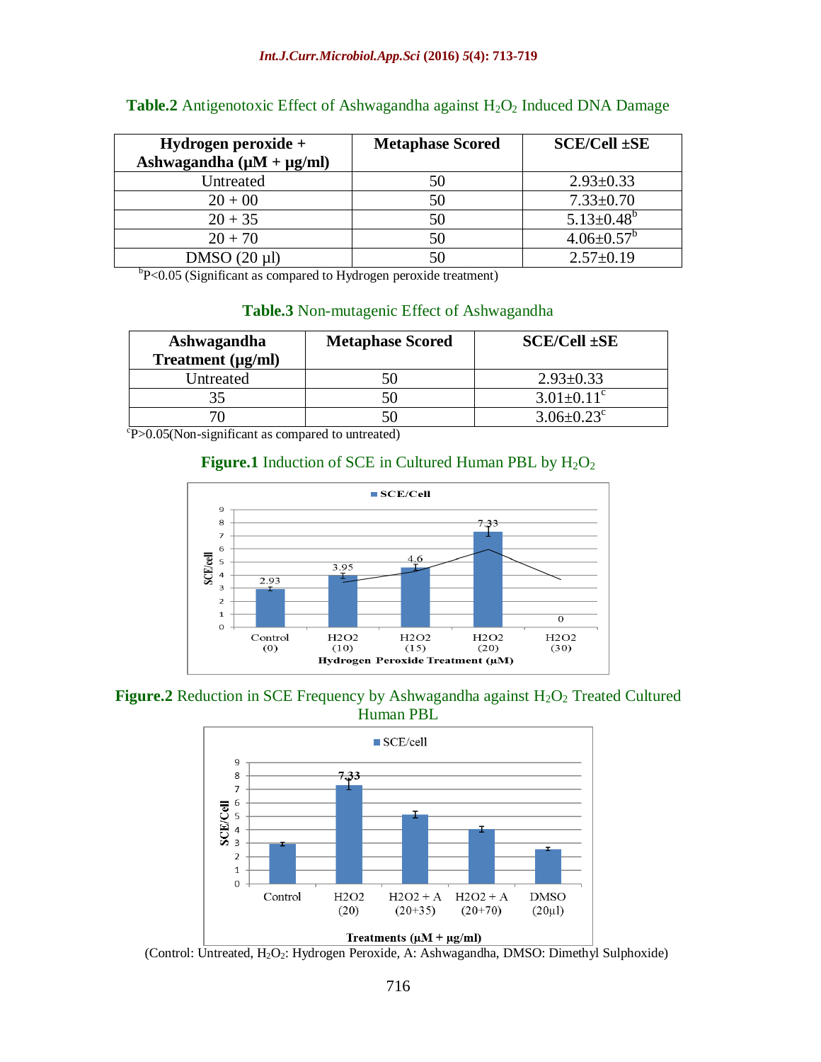**Table.2** Antigenotoxic Effect of Ashwagandha against $H_2O_2$ Induced DNA Damage

| Hydrogen peroxide + Ashwagandha (µM + µg/ml) | Metaphase Scored | SCE/Cell ±SE |
|---|---|---|
| Untreated | 50 | 2.93±0.33 |
| 20 + 00 | 50 | 7.33±0.70 |
| 20 + 35 | 50 | 5.13±0.48[b] |
| 20 + 70 | 50 | 4.06±0.57[b] |
| DMSO (20 µl) | 50 | 2.57±0.19 |

[b]P<0.05 (Significant as compared to Hydrogen peroxide treatment)

**Table.3** Non-mutagenic Effect of Ashwagandha

| Ashwagandha Treatment (µg/ml) | Metaphase Scored | SCE/Cell ±SE |
|---|---|---|
| Untreated | 50 | 2.93±0.33 |
| 35 | 50 | 3.01±0.11[c] |
| 70 | 50 | 3.06±0.23[c] |

[c]P>0.05(Non-significant as compared to untreated)

**Figure.1** Induction of SCE in Cultured Human PBL by $H_2O_2$

**Figure.2** Reduction in SCE Frequency by Ashwagandha against $H_2O_2$ Treated Cultured Human PBL

(Control: Untreated, $H_2O_2$: Hydrogen Peroxide, A: Ashwagandha, DMSO: Dimethyl Sulphoxide)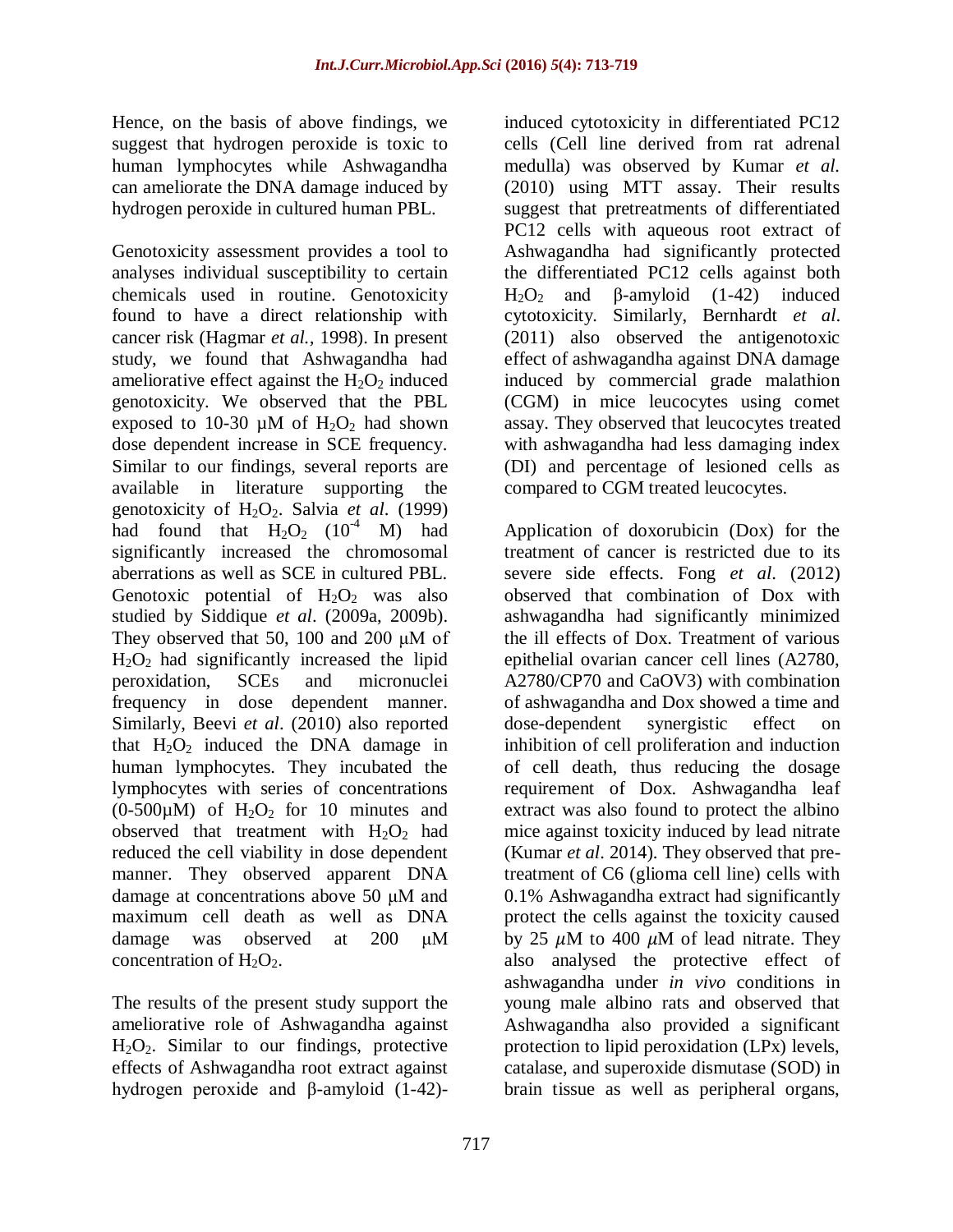Hence, on the basis of above findings, we suggest that hydrogen peroxide is toxic to human lymphocytes while Ashwagandha can ameliorate the DNA damage induced by hydrogen peroxide in cultured human PBL.

Genotoxicity assessment provides a tool to analyses individual susceptibility to certain chemicals used in routine. Genotoxicity found to have a direct relationship with cancer risk (Hagmar *et al.,* 1998). In present study, we found that Ashwagandha had ameliorative effect against the $H_2O_2$ induced genotoxicity. We observed that the PBL exposed to 10-30 μM of $H_2O_2$ had shown dose dependent increase in SCE frequency. Similar to our findings, several reports are available in literature supporting the genotoxicity of $H_2O_2$. Salvia *et al*. (1999) had found that $H_2O_2$ ($10^{-4}$ M) had significantly increased the chromosomal aberrations as well as SCE in cultured PBL. Genotoxic potential of $H_2O_2$ was also studied by Siddique *et al*. (2009a, 2009b). They observed that 50, 100 and 200 μM of $H_2O_2$ had significantly increased the lipid peroxidation, SCEs and micronuclei frequency in dose dependent manner. Similarly, Beevi *et al*. (2010) also reported that $H_2O_2$ induced the DNA damage in human lymphocytes. They incubated the lymphocytes with series of concentrations (0-500μM) of $H_2O_2$ for 10 minutes and observed that treatment with $H_2O_2$ had reduced the cell viability in dose dependent manner. They observed apparent DNA damage at concentrations above 50 μM and maximum cell death as well as DNA damage was observed at 200 μM concentration of $H_2O_2$.

The results of the present study support the ameliorative role of Ashwagandha against $H_2O_2$. Similar to our findings, protective effects of Ashwagandha root extract against hydrogen peroxide and β-amyloid (1-42)-induced cytotoxicity in differentiated PC12 cells (Cell line derived from rat adrenal medulla) was observed by Kumar *et al.* (2010) using MTT assay. Their results suggest that pretreatments of differentiated PC12 cells with aqueous root extract of Ashwagandha had significantly protected the differentiated PC12 cells against both $H_2O_2$ and β-amyloid (1-42) induced cytotoxicity. Similarly, Bernhardt *et al*. (2011) also observed the antigenotoxic effect of ashwagandha against DNA damage induced by commercial grade malathion (CGM) in mice leucocytes using comet assay. They observed that leucocytes treated with ashwagandha had less damaging index (DI) and percentage of lesioned cells as compared to CGM treated leucocytes.

Application of doxorubicin (Dox) for the treatment of cancer is restricted due to its severe side effects. Fong *et al*. (2012) observed that combination of Dox with ashwagandha had significantly minimized the ill effects of Dox. Treatment of various epithelial ovarian cancer cell lines (A2780, A2780/CP70 and CaOV3) with combination of ashwagandha and Dox showed a time and dose-dependent synergistic effect on inhibition of cell proliferation and induction of cell death, thus reducing the dosage requirement of Dox. Ashwagandha leaf extract was also found to protect the albino mice against toxicity induced by lead nitrate (Kumar *et al*. 2014). They observed that pre-treatment of C6 (glioma cell line) cells with 0.1% Ashwagandha extract had significantly protect the cells against the toxicity caused by 25 $\mu$M to 400 $\mu$M of lead nitrate. They also analysed the protective effect of ashwagandha under *in vivo* conditions in young male albino rats and observed that Ashwagandha also provided a significant protection to lipid peroxidation (LPx) levels, catalase, and superoxide dismutase (SOD) in brain tissue as well as peripheral organs,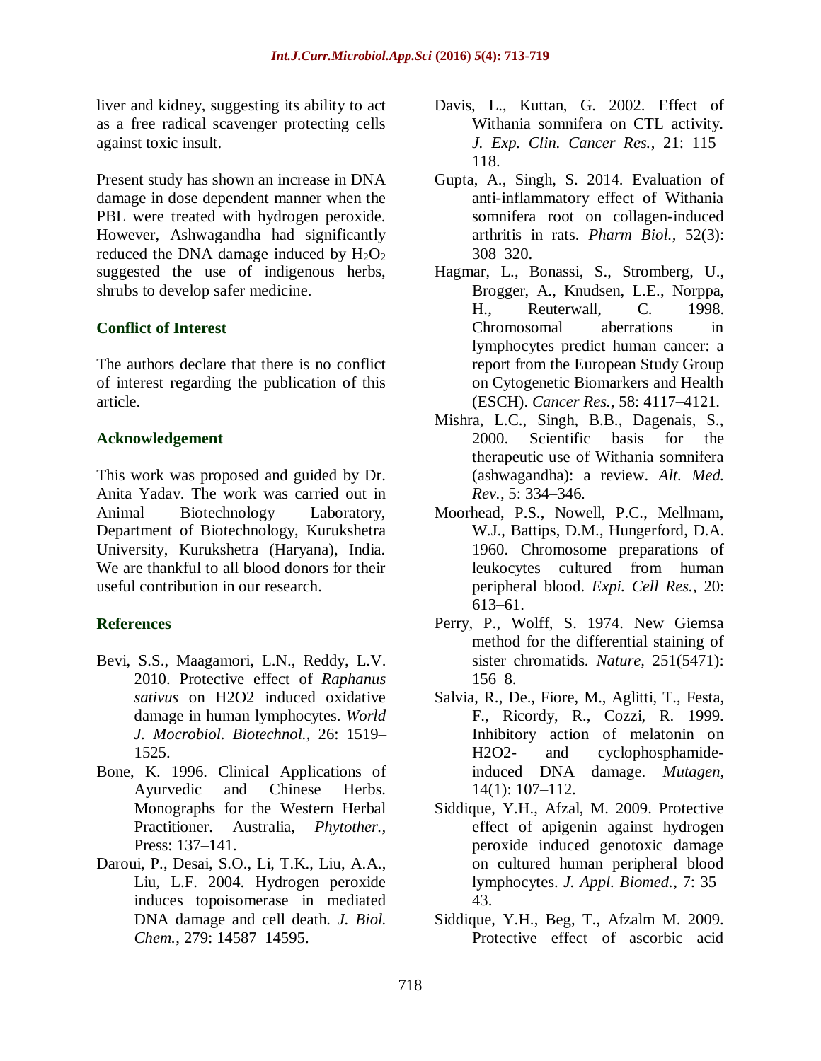liver and kidney, suggesting its ability to act as a free radical scavenger protecting cells against toxic insult.

Present study has shown an increase in DNA damage in dose dependent manner when the PBL were treated with hydrogen peroxide. However, Ashwagandha had significantly reduced the DNA damage induced by $H_2O_2$ suggested the use of indigenous herbs, shrubs to develop safer medicine.

## Conflict of Interest

The authors declare that there is no conflict of interest regarding the publication of this article.

## Acknowledgement

This work was proposed and guided by Dr. Anita Yadav. The work was carried out in Animal Biotechnology Laboratory, Department of Biotechnology, Kurukshetra University, Kurukshetra (Haryana), India. We are thankful to all blood donors for their useful contribution in our research.

## References

Bevi, S.S., Maagamori, L.N., Reddy, L.V. 2010. Protective effect of *Raphanus sativus* on H2O2 induced oxidative damage in human lymphocytes. *World J. Mocrobiol. Biotechnol.*, 26: 1519–1525.

Bone, K. 1996. Clinical Applications of Ayurvedic and Chinese Herbs. Monographs for the Western Herbal Practitioner. Australia, *Phytother.,* Press: 137–141.

Daroui, P., Desai, S.O., Li, T.K., Liu, A.A., Liu, L.F. 2004. Hydrogen peroxide induces topoisomerase in mediated DNA damage and cell death. *J. Biol. Chem.*, 279: 14587–14595.

Davis, L., Kuttan, G. 2002. Effect of Withania somnifera on CTL activity. *J. Exp. Clin. Cancer Res.*, 21: 115–118.

Gupta, A., Singh, S. 2014. Evaluation of anti-inflammatory effect of Withania somnifera root on collagen-induced arthritis in rats. *Pharm Biol.,* 52(3): 308–320.

Hagmar, L., Bonassi, S., Stromberg, U., Brogger, A., Knudsen, L.E., Norppa, H., Reuterwall, C. 1998. Chromosomal aberrations in lymphocytes predict human cancer: a report from the European Study Group on Cytogenetic Biomarkers and Health (ESCH). *Cancer Res.*, 58: 4117–4121.

Mishra, L.C., Singh, B.B., Dagenais, S., 2000. Scientific basis for the therapeutic use of Withania somnifera (ashwagandha): a review. *Alt. Med. Rev.,* 5: 334–346.

Moorhead, P.S., Nowell, P.C., Mellmam, W.J., Battips, D.M., Hungerford, D.A. 1960. Chromosome preparations of leukocytes cultured from human peripheral blood. *Expi. Cell Res.*, 20: 613–61.

Perry, P., Wolff, S. 1974. New Giemsa method for the differential staining of sister chromatids. *Nature,* 251(5471): 156–8.

Salvia, R., De., Fiore, M., Aglitti, T., Festa, F., Ricordy, R., Cozzi, R. 1999. Inhibitory action of melatonin on H2O2- and cyclophosphamide-induced DNA damage. *Mutagen*, 14(1): 107–112.

Siddique, Y.H., Afzal, M. 2009. Protective effect of apigenin against hydrogen peroxide induced genotoxic damage on cultured human peripheral blood lymphocytes. *J. Appl. Biomed.*, 7: 35–43.

Siddique, Y.H., Beg, T., Afzalm M. 2009. Protective effect of ascorbic acid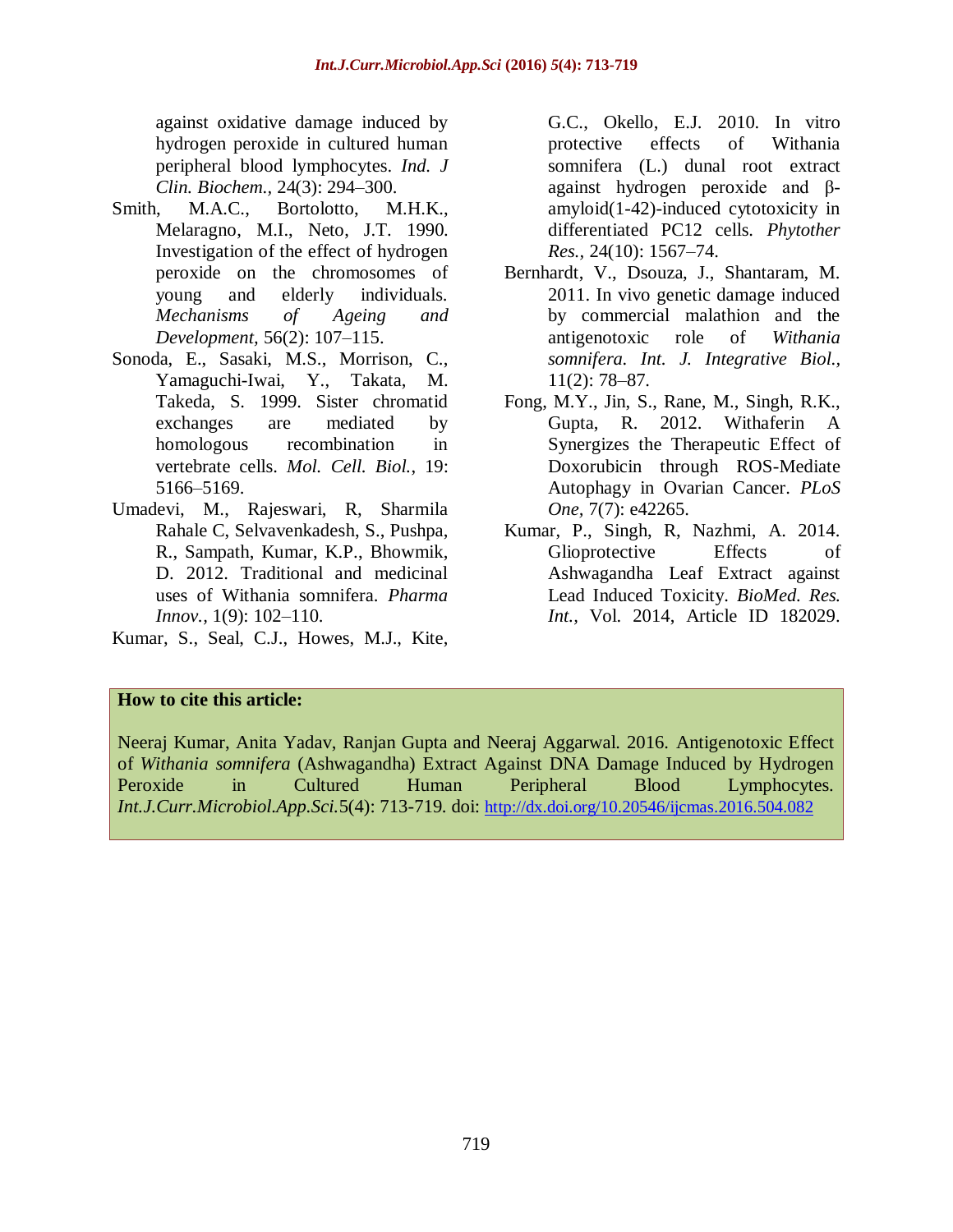against oxidative damage induced by hydrogen peroxide in cultured human peripheral blood lymphocytes. *Ind. J Clin. Biochem.,* 24(3): 294–300.

Smith, M.A.C., Bortolotto, M.H.K., Melaragno, M.I., Neto, J.T. 1990. Investigation of the effect of hydrogen peroxide on the chromosomes of young and elderly individuals. *Mechanisms of Ageing and Development,* 56(2): 107–115.

Sonoda, E., Sasaki, M.S., Morrison, C., Yamaguchi-Iwai, Y., Takata, M. Takeda, S. 1999. Sister chromatid exchanges are mediated by homologous recombination in vertebrate cells. *Mol. Cell. Biol.,* 19: 5166–5169.

Umadevi, M., Rajeswari, R, Sharmila Rahale C, Selvavenkadesh, S., Pushpa, R., Sampath, Kumar, K.P., Bhowmik, D. 2012. Traditional and medicinal uses of Withania somnifera. *Pharma Innov.,* 1(9): 102–110.

Kumar, S., Seal, C.J., Howes, M.J., Kite, G.C., Okello, E.J. 2010. In vitro protective effects of Withania somnifera (L.) dunal root extract against hydrogen peroxide and β-amyloid(1-42)-induced cytotoxicity in differentiated PC12 cells. *Phytother Res.,* 24(10): 1567–74.

Bernhardt, V., Dsouza, J., Shantaram, M. 2011. In vivo genetic damage induced by commercial malathion and the antigenotoxic role of *Withania somnifera. Int. J. Integrative Biol.,* 11(2): 78–87.

Fong, M.Y., Jin, S., Rane, M., Singh, R.K., Gupta, R. 2012. Withaferin A Synergizes the Therapeutic Effect of Doxorubicin through ROS-Mediate Autophagy in Ovarian Cancer. *PLoS One,* 7(7): e42265.

Kumar, P., Singh, R, Nazhmi, A. 2014. Glioprotective Effects of Ashwagandha Leaf Extract against Lead Induced Toxicity. *BioMed. Res. Int.,* Vol. 2014, Article ID 182029.

**How to cite this article:**

Neeraj Kumar, Anita Yadav, Ranjan Gupta and Neeraj Aggarwal. 2016. Antigenotoxic Effect of *Withania somnifera* (Ashwagandha) Extract Against DNA Damage Induced by Hydrogen Peroxide in Cultured Human Peripheral Blood Lymphocytes. *Int.J.Curr.Microbiol.App.Sci.*5(4): 713-719. doi: http://dx.doi.org/10.20546/ijcmas.2016.504.082